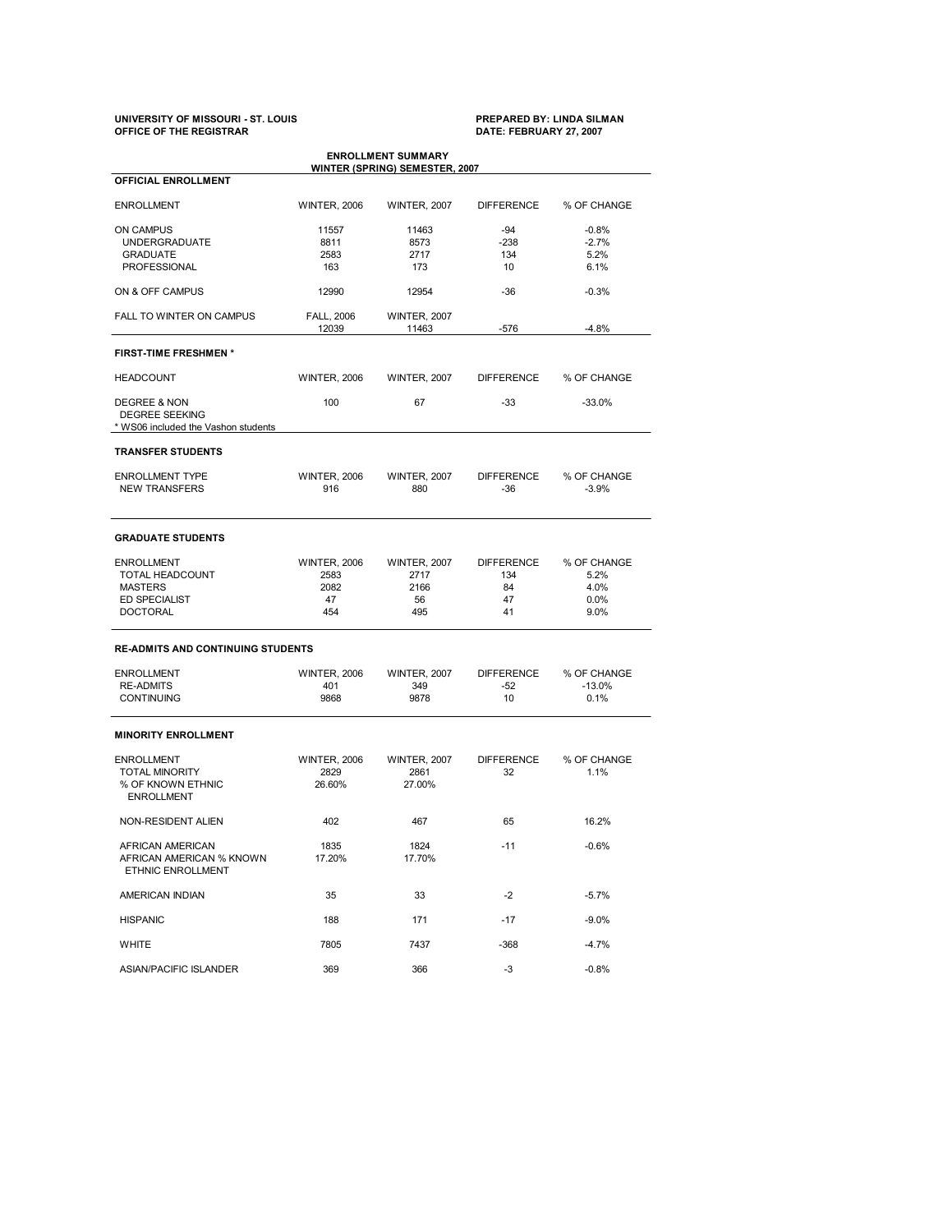**UNIVERSITY OF MISSOURI - ST. LOUIS**
**OFFICE OF THE REGISTRAR**

**PREPARED BY: LINDA SILMAN**
**DATE: FEBRUARY 27, 2007**

## ENROLLMENT SUMMARY
## WINTER (SPRING) SEMESTER, 2007

### OFFICIAL ENROLLMENT

| ENROLLMENT | WINTER, 2006 | WINTER, 2007 | DIFFERENCE | % OF CHANGE |
|---|---|---|---|---|
| ON CAMPUS | 11557 | 11463 | -94 | -0.8% |
| UNDERGRADUATE | 8811 | 8573 | -238 | -2.7% |
| GRADUATE | 2583 | 2717 | 134 | 5.2% |
| PROFESSIONAL | 163 | 173 | 10 | 6.1% |
| ON & OFF CAMPUS | 12990 | 12954 | -36 | -0.3% |
| FALL TO WINTER ON CAMPUS | FALL, 2006 | WINTER, 2007 | | |
| | 12039 | 11463 | -576 | -4.8% |

### FIRST-TIME FRESHMEN *

| HEADCOUNT | WINTER, 2006 | WINTER, 2007 | DIFFERENCE | % OF CHANGE |
|---|---|---|---|---|
| DEGREE & NON DEGREE SEEKING | 100 | 67 | -33 | -33.0% |

* WS06 included the Vashon students

### TRANSFER STUDENTS

| ENROLLMENT TYPE | WINTER, 2006 | WINTER, 2007 | DIFFERENCE | % OF CHANGE |
|---|---|---|---|---|
| NEW TRANSFERS | 916 | 880 | -36 | -3.9% |

### GRADUATE STUDENTS

| ENROLLMENT | WINTER, 2006 | WINTER, 2007 | DIFFERENCE | % OF CHANGE |
|---|---|---|---|---|
| TOTAL HEADCOUNT | 2583 | 2717 | 134 | 5.2% |
| MASTERS | 2082 | 2166 | 84 | 4.0% |
| ED SPECIALIST | 47 | 56 | 47 | 0.0% |
| DOCTORAL | 454 | 495 | 41 | 9.0% |

### RE-ADMITS AND CONTINUING STUDENTS

| ENROLLMENT | WINTER, 2006 | WINTER, 2007 | DIFFERENCE | % OF CHANGE |
|---|---|---|---|---|
| RE-ADMITS | 401 | 349 | -52 | -13.0% |
| CONTINUING | 9868 | 9878 | 10 | 0.1% |

### MINORITY ENROLLMENT

| ENROLLMENT | WINTER, 2006 | WINTER, 2007 | DIFFERENCE | % OF CHANGE |
|---|---|---|---|---|
| TOTAL MINORITY | 2829 | 2861 | 32 | 1.1% |
| % OF KNOWN ETHNIC ENROLLMENT | 26.60% | 27.00% | | |
| NON-RESIDENT ALIEN | 402 | 467 | 65 | 16.2% |
| AFRICAN AMERICAN | 1835 | 1824 | -11 | -0.6% |
| AFRICAN AMERICAN % KNOWN ETHNIC ENROLLMENT | 17.20% | 17.70% | | |
| AMERICAN INDIAN | 35 | 33 | -2 | -5.7% |
| HISPANIC | 188 | 171 | -17 | -9.0% |
| WHITE | 7805 | 7437 | -368 | -4.7% |
| ASIAN/PACIFIC ISLANDER | 369 | 366 | -3 | -0.8% |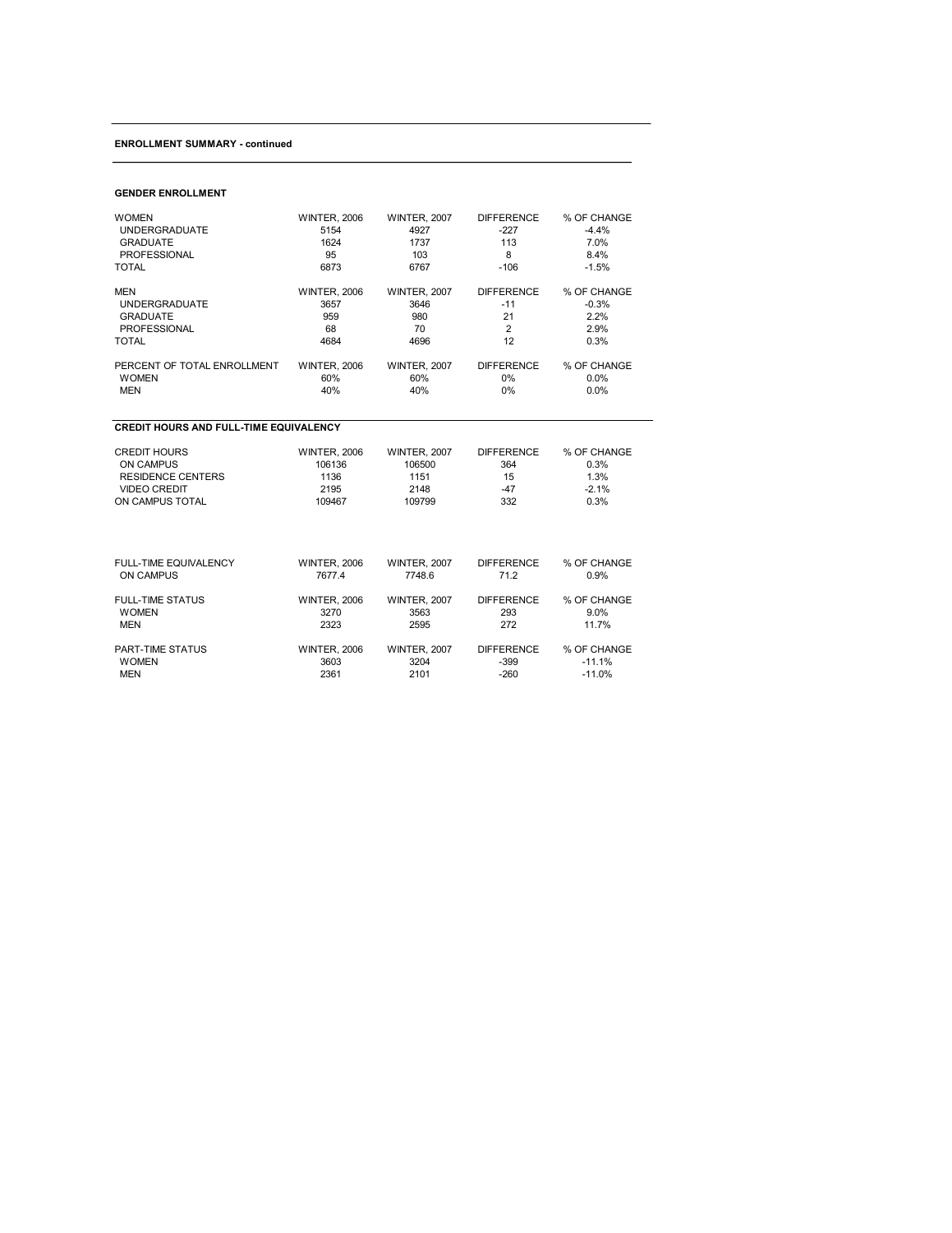## ENROLLMENT SUMMARY - continued

### GENDER ENROLLMENT

| WOMEN | WINTER, 2006 | WINTER, 2007 | DIFFERENCE | % OF CHANGE |
|---|---|---|---|---|
| UNDERGRADUATE | 5154 | 4927 | -227 | -4.4% |
| GRADUATE | 1624 | 1737 | 113 | 7.0% |
| PROFESSIONAL | 95 | 103 | 8 | 8.4% |
| TOTAL | 6873 | 6767 | -106 | -1.5% |

| MEN | WINTER, 2006 | WINTER, 2007 | DIFFERENCE | % OF CHANGE |
|---|---|---|---|---|
| UNDERGRADUATE | 3657 | 3646 | -11 | -0.3% |
| GRADUATE | 959 | 980 | 21 | 2.2% |
| PROFESSIONAL | 68 | 70 | 2 | 2.9% |
| TOTAL | 4684 | 4696 | 12 | 0.3% |

| PERCENT OF TOTAL ENROLLMENT | WINTER, 2006 | WINTER, 2007 | DIFFERENCE | % OF CHANGE |
|---|---|---|---|---|
| WOMEN | 60% | 60% | 0% | 0.0% |
| MEN | 40% | 40% | 0% | 0.0% |

### CREDIT HOURS AND FULL-TIME EQUIVALENCY

| CREDIT HOURS | WINTER, 2006 | WINTER, 2007 | DIFFERENCE | % OF CHANGE |
|---|---|---|---|---|
| ON CAMPUS | 106136 | 106500 | 364 | 0.3% |
| RESIDENCE CENTERS | 1136 | 1151 | 15 | 1.3% |
| VIDEO CREDIT | 2195 | 2148 | -47 | -2.1% |
| ON CAMPUS TOTAL | 109467 | 109799 | 332 | 0.3% |

| FULL-TIME EQUIVALENCY | WINTER, 2006 | WINTER, 2007 | DIFFERENCE | % OF CHANGE |
|---|---|---|---|---|
| ON CAMPUS | 7677.4 | 7748.6 | 71.2 | 0.9% |

| FULL-TIME STATUS | WINTER, 2006 | WINTER, 2007 | DIFFERENCE | % OF CHANGE |
|---|---|---|---|---|
| WOMEN | 3270 | 3563 | 293 | 9.0% |
| MEN | 2323 | 2595 | 272 | 11.7% |

| PART-TIME STATUS | WINTER, 2006 | WINTER, 2007 | DIFFERENCE | % OF CHANGE |
|---|---|---|---|---|
| WOMEN | 3603 | 3204 | -399 | -11.1% |
| MEN | 2361 | 2101 | -260 | -11.0% |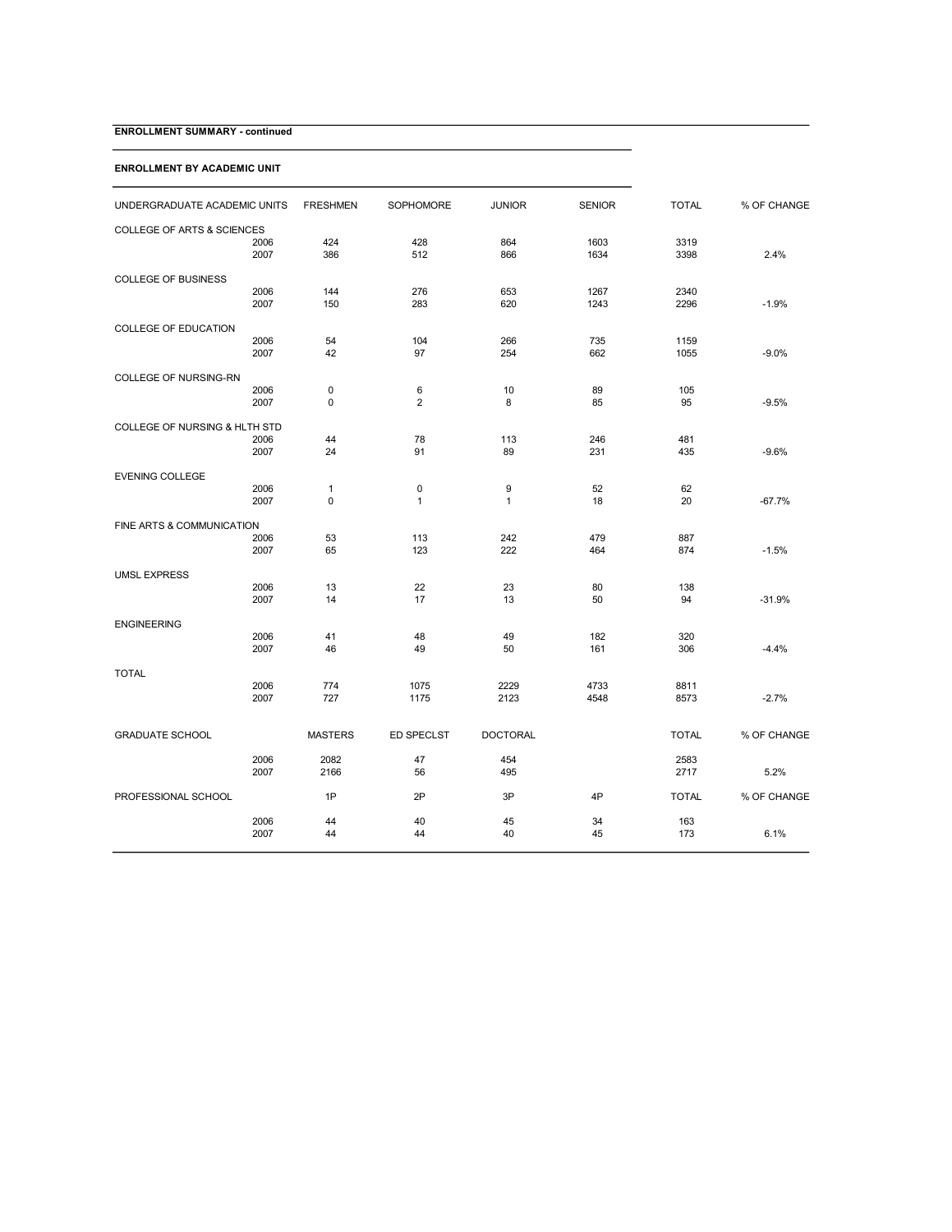**ENROLLMENT SUMMARY - continued**

**ENROLLMENT BY ACADEMIC UNIT**

| UNDERGRADUATE ACADEMIC UNITS | | FRESHMEN | SOPHOMORE | JUNIOR | SENIOR | TOTAL | % OF CHANGE |
|---|---|---|---|---|---|---|---|
| COLLEGE OF ARTS & SCIENCES | | | | | | | |
| | 2006 | 424 | 428 | 864 | 1603 | 3319 | |
| | 2007 | 386 | 512 | 866 | 1634 | 3398 | 2.4% |
| COLLEGE OF BUSINESS | | | | | | | |
| | 2006 | 144 | 276 | 653 | 1267 | 2340 | |
| | 2007 | 150 | 283 | 620 | 1243 | 2296 | -1.9% |
| COLLEGE OF EDUCATION | | | | | | | |
| | 2006 | 54 | 104 | 266 | 735 | 1159 | |
| | 2007 | 42 | 97 | 254 | 662 | 1055 | -9.0% |
| COLLEGE OF NURSING-RN | | | | | | | |
| | 2006 | 0 | 6 | 10 | 89 | 105 | |
| | 2007 | 0 | 2 | 8 | 85 | 95 | -9.5% |
| COLLEGE OF NURSING & HLTH STD | | | | | | | |
| | 2006 | 44 | 78 | 113 | 246 | 481 | |
| | 2007 | 24 | 91 | 89 | 231 | 435 | -9.6% |
| EVENING COLLEGE | | | | | | | |
| | 2006 | 1 | 0 | 9 | 52 | 62 | |
| | 2007 | 0 | 1 | 1 | 18 | 20 | -67.7% |
| FINE ARTS & COMMUNICATION | | | | | | | |
| | 2006 | 53 | 113 | 242 | 479 | 887 | |
| | 2007 | 65 | 123 | 222 | 464 | 874 | -1.5% |
| UMSL EXPRESS | | | | | | | |
| | 2006 | 13 | 22 | 23 | 80 | 138 | |
| | 2007 | 14 | 17 | 13 | 50 | 94 | -31.9% |
| ENGINEERING | | | | | | | |
| | 2006 | 41 | 48 | 49 | 182 | 320 | |
| | 2007 | 46 | 49 | 50 | 161 | 306 | -4.4% |
| TOTAL | | | | | | | |
| | 2006 | 774 | 1075 | 2229 | 4733 | 8811 | |
| | 2007 | 727 | 1175 | 2123 | 4548 | 8573 | -2.7% |

| GRADUATE SCHOOL | | MASTERS | ED SPECLST | DOCTORAL | | TOTAL | % OF CHANGE |
|---|---|---|---|---|---|---|---|
| | 2006 | 2082 | 47 | 454 | | 2583 | |
| | 2007 | 2166 | 56 | 495 | | 2717 | 5.2% |

| PROFESSIONAL SCHOOL | | 1P | 2P | 3P | 4P | TOTAL | % OF CHANGE |
|---|---|---|---|---|---|---|---|
| | 2006 | 44 | 40 | 45 | 34 | 163 | |
| | 2007 | 44 | 44 | 40 | 45 | 173 | 6.1% |